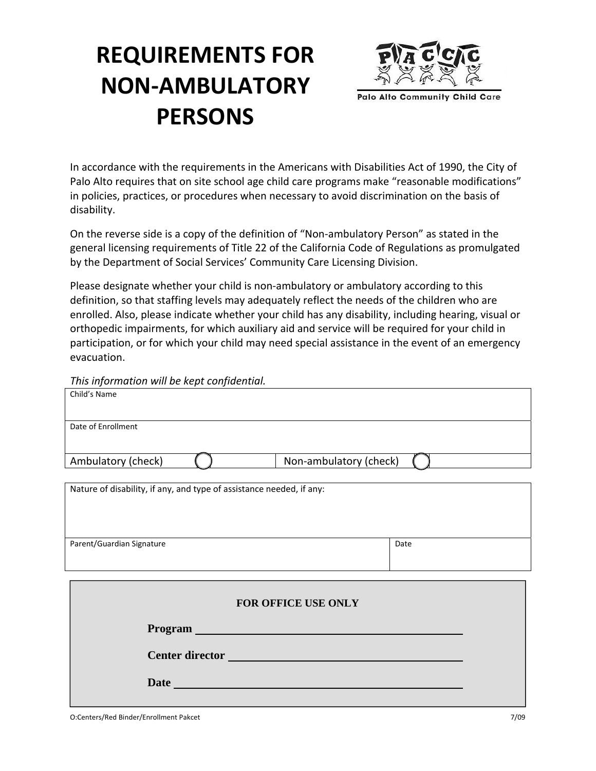# REQUIREMENTS FOR NON-AMBULATORY PERSONS

Palo Alto Community Child Care

In accordance with the requirements in the Americans with Disabilities Act of 1990, the City of Palo Alto requires that on site school age child care programs make "reasonable modifications" in policies, practices, or procedures when necessary to avoid discrimination on the basis of disability.

On the reverse side is a copy of the definition of "Non-ambulatory Person" as stated in the general licensing requirements of Title 22 of the California Code of Regulations as promulgated by the Department of Social Services' Community Care Licensing Division.

Please designate whether your child is non-ambulatory or ambulatory according to this definition, so that staffing levels may adequately reflect the needs of the children who are enrolled. Also, please indicate whether your child has any disability, including hearing, visual or orthopedic impairments, for which auxiliary aid and service will be required for your child in participation, or for which your child may need special assistance in the event of an emergency evacuation.

*This information will be kept confidential.*

| Child's Name | |
|---|---|
| Date of Enrollment | |
| Ambulatory (check) ◯ | Non-ambulatory (check) ◯ |

| Nature of disability, if any, and type of assistance needed, if any: | |
|---|---|
| Parent/Guardian Signature | Date |

**FOR OFFICE USE ONLY**

**Program** ______________________________

**Center director** ______________________________

**Date** ______________________________

O:Centers/Red Binder/Enrollment Pakcet 7/09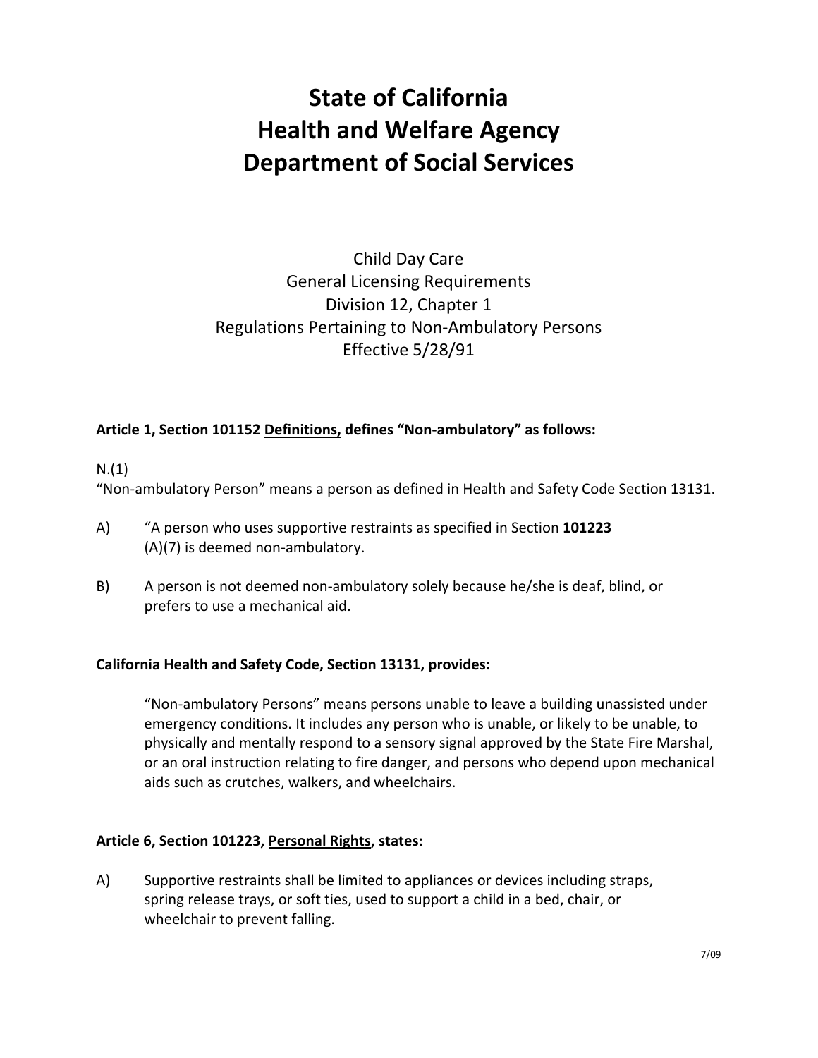# State of California
# Health and Welfare Agency
# Department of Social Services

Child Day Care
General Licensing Requirements
Division 12, Chapter 1
Regulations Pertaining to Non-Ambulatory Persons
Effective 5/28/91

**Article 1, Section 101152 Definitions, defines "Non-ambulatory" as follows:**

N.(1)
"Non-ambulatory Person" means a person as defined in Health and Safety Code Section 13131.

A) "A person who uses supportive restraints as specified in Section **101223** (A)(7) is deemed non-ambulatory.

B) A person is not deemed non-ambulatory solely because he/she is deaf, blind, or prefers to use a mechanical aid.

**California Health and Safety Code, Section 13131, provides:**

> "Non-ambulatory Persons" means persons unable to leave a building unassisted under emergency conditions. It includes any person who is unable, or likely to be unable, to physically and mentally respond to a sensory signal approved by the State Fire Marshal, or an oral instruction relating to fire danger, and persons who depend upon mechanical aids such as crutches, walkers, and wheelchairs.

**Article 6, Section 101223, Personal Rights, states:**

A) Supportive restraints shall be limited to appliances or devices including straps, spring release trays, or soft ties, used to support a child in a bed, chair, or wheelchair to prevent falling.

7/09